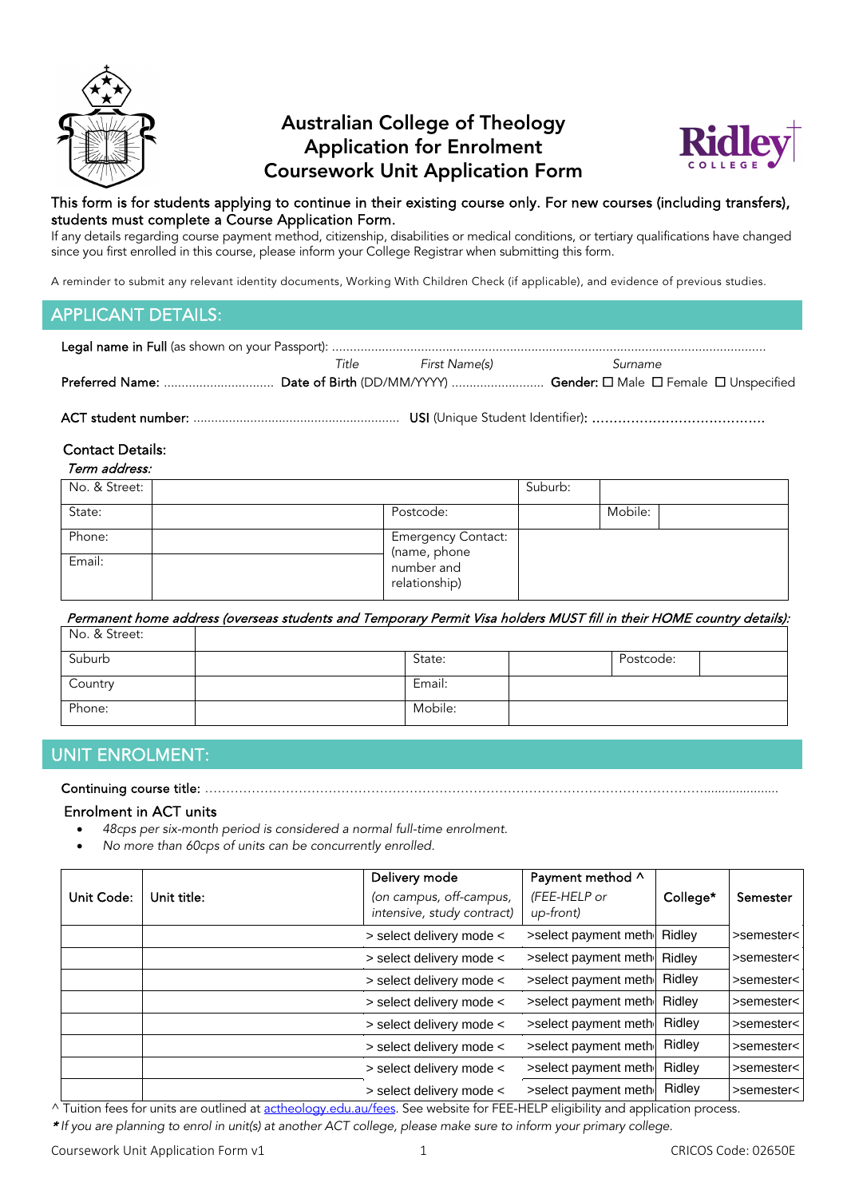# Australian College of Theology
# Application for Enrolment
# Coursework Unit Application Form

**This form is for students applying to continue in their existing course only. For new courses (including transfers), students must complete a Course Application Form.**

If any details regarding course payment method, citizenship, disabilities or medical conditions, or tertiary qualifications have changed since you first enrolled in this course, please inform your College Registrar when submitting this form.

A reminder to submit any relevant identity documents, Working With Children Check (if applicable), and evidence of previous studies.

## APPLICANT DETAILS:

**Legal name in Full** (as shown on your Passport): ..........................................................................................................................

*Title* *First Name(s)* *Surname*

**Preferred Name:** ............................... **Date of Birth** (DD/MM/YYYY) .......................... **Gender:** ☐ Male ☐ Female ☐ Unspecified

**ACT student number:** ......................................................... **USI** (Unique Student Identifier): .......................................

Contact Details:

*Term address:*

| No. & Street: | | | Suburb: | | |
|---|---|---|---|---|---|
| State: | | Postcode: | | Mobile: | |
| Phone: | | Emergency Contact: (name, phone number and relationship) | | | |
| Email: | | | | | |

*Permanent home address (overseas students and Temporary Permit Visa holders MUST fill in their HOME country details):*

| No. & Street: | | | | | |
|---|---|---|---|---|---|
| Suburb | | State: | | Postcode: | |
| Country | | Email: | | | |
| Phone: | | Mobile: | | | |

## UNIT ENROLMENT:

**Continuing course title:** ..................................................................................................................................................

Enrolment in ACT units

- *48cps per six-month period is considered a normal full-time enrolment.*
- *No more than 60cps of units can be concurrently enrolled.*

| Unit Code: | Unit title: | Delivery mode *(on campus, off-campus, intensive, study contract)* | Payment method ^ *(FEE-HELP or up-front)* | College* | Semester |
|---|---|---|---|---|---|
| | | > select delivery mode < | >select payment meth | Ridley | >semester< |
| | | > select delivery mode < | >select payment meth | Ridley | >semester< |
| | | > select delivery mode < | >select payment meth | Ridley | >semester< |
| | | > select delivery mode < | >select payment meth | Ridley | >semester< |
| | | > select delivery mode < | >select payment meth | Ridley | >semester< |
| | | > select delivery mode < | >select payment meth | Ridley | >semester< |
| | | > select delivery mode < | >select payment meth | Ridley | >semester< |
| | | > select delivery mode < | >select payment meth | Ridley | >semester< |

^ Tuition fees for units are outlined at actheology.edu.au/fees. See website for FEE-HELP eligibility and application process.

*\* If you are planning to enrol in unit(s) at another ACT college, please make sure to inform your primary college.*

Coursework Unit Application Form v1 — CRICOS Code: 02650E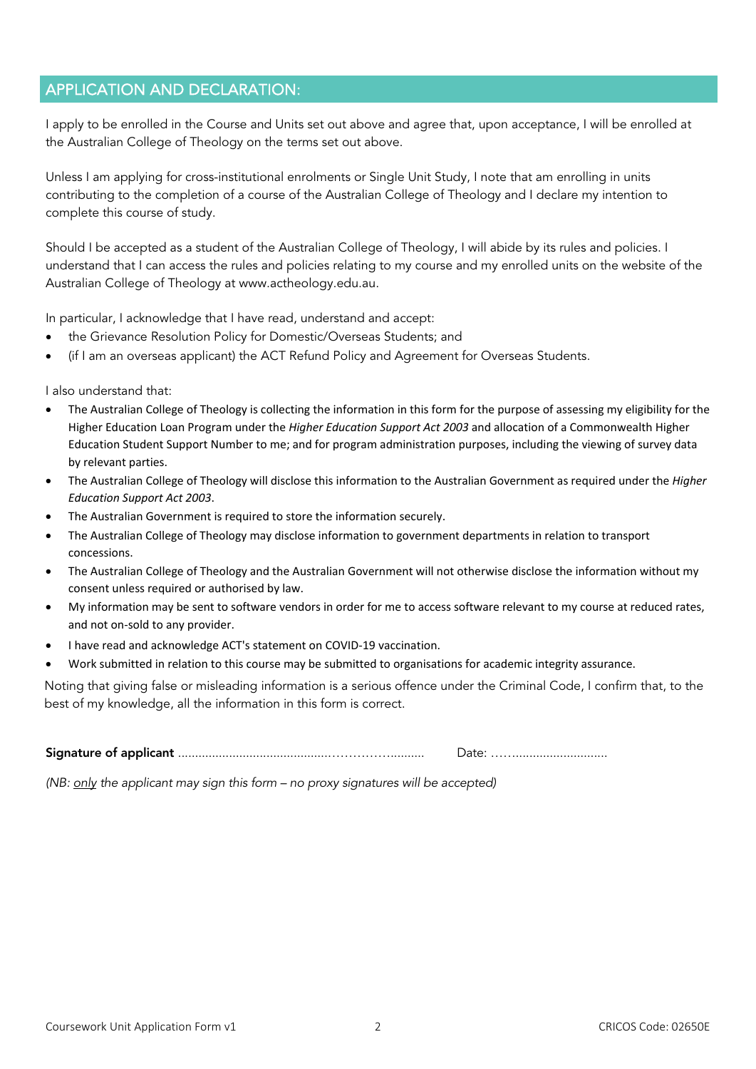## APPLICATION AND DECLARATION:

I apply to be enrolled in the Course and Units set out above and agree that, upon acceptance, I will be enrolled at the Australian College of Theology on the terms set out above.

Unless I am applying for cross-institutional enrolments or Single Unit Study, I note that am enrolling in units contributing to the completion of a course of the Australian College of Theology and I declare my intention to complete this course of study.

Should I be accepted as a student of the Australian College of Theology, I will abide by its rules and policies. I understand that I can access the rules and policies relating to my course and my enrolled units on the website of the Australian College of Theology at www.actheology.edu.au.

In particular, I acknowledge that I have read, understand and accept:

- the Grievance Resolution Policy for Domestic/Overseas Students; and
- (if I am an overseas applicant) the ACT Refund Policy and Agreement for Overseas Students.

I also understand that:

- The Australian College of Theology is collecting the information in this form for the purpose of assessing my eligibility for the Higher Education Loan Program under the *Higher Education Support Act 2003* and allocation of a Commonwealth Higher Education Student Support Number to me; and for program administration purposes, including the viewing of survey data by relevant parties.
- The Australian College of Theology will disclose this information to the Australian Government as required under the *Higher Education Support Act 2003*.
- The Australian Government is required to store the information securely.
- The Australian College of Theology may disclose information to government departments in relation to transport concessions.
- The Australian College of Theology and the Australian Government will not otherwise disclose the information without my consent unless required or authorised by law.
- My information may be sent to software vendors in order for me to access software relevant to my course at reduced rates, and not on-sold to any provider.
- I have read and acknowledge ACT's statement on COVID-19 vaccination.
- Work submitted in relation to this course may be submitted to organisations for academic integrity assurance.

Noting that giving false or misleading information is a serious offence under the Criminal Code, I confirm that, to the best of my knowledge, all the information in this form is correct.

**Signature of applicant** ........................................................................ Date: ....................................

*(NB: <u>only</u> the applicant may sign this form – no proxy signatures will be accepted)*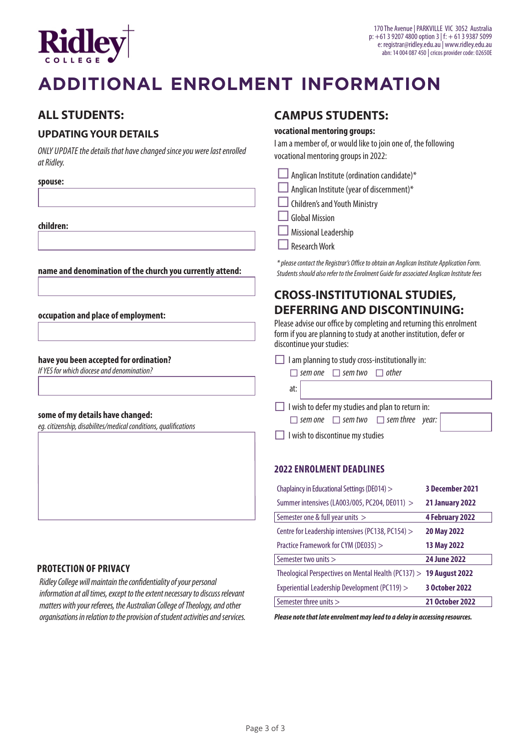Ridley COLLEGE

170 The Avenue | PARKVILLE VIC 3052 Australia
p: +61 3 9207 4800 option 3 | f: + 61 3 9387 5099
e: registrar@ridley.edu.au | www.ridley.edu.au
abn: 14 004 087 450 | cricos provider code: 02650E

# ADDITIONAL ENROLMENT INFORMATION

## ALL STUDENTS:

### UPDATING YOUR DETAILS

*ONLY UPDATE the details that have changed since you were last enrolled at Ridley.*

**spouse:**

**children:**

**name and denomination of the church you currently attend:**

**occupation and place of employment:**

**have you been accepted for ordination?**
*If YES for which diocese and denomination?*

**some of my details have changed:**
*eg. citizenship, disabilites/medical conditions, qualifications*

### PROTECTION OF PRIVACY

*Ridley College will maintain the confidentiality of your personal information at all times, except to the extent necessary to discuss relevant matters with your referees, the Australian College of Theology, and other organisations in relation to the provision of student activities and services.*

## CAMPUS STUDENTS:

**vocational mentoring groups:**
I am a member of, or would like to join one of, the following vocational mentoring groups in 2022:

- ☐ Anglican Institute (ordination candidate)*
- ☐ Anglican Institute (year of discernment)*
- ☐ Children's and Youth Ministry
- ☐ Global Mission
- ☐ Missional Leadership
- ☐ Research Work

*\* please contact the Registrar's Office to obtain an Anglican Institute Application Form. Students should also refer to the Enrolment Guide for associated Anglican Institute fees*

## CROSS-INSTITUTIONAL STUDIES, DEFERRING AND DISCONTINUING:

Please advise our office by completing and returning this enrolment form if you are planning to study at another institution, defer or discontinue your studies:

- ☐ I am planning to study cross-institutionally in:
  ☐ *sem one* ☐ *sem two* ☐ *other*
  at:
- ☐ I wish to defer my studies and plan to return in:
  ☐ *sem one* ☐ *sem two* ☐ *sem three* *year:*
- ☐ I wish to discontinue my studies

### 2022 ENROLMENT DEADLINES

| | |
|---|---|
| Chaplaincy in Educational Settings (DE014) > | **3 December 2021** |
| Summer intensives (LA003/005, PC204, DE011) > | **21 January 2022** |
| Semester one & full year units > | **4 February 2022** |
| Centre for Leadership intensives (PC138, PC154) > | **20 May 2022** |
| Practice Framework for CYM (DE035) > | **13 May 2022** |
| Semester two units > | **24 June 2022** |
| Theological Perspectives on Mental Health (PC137) > | **19 August 2022** |
| Experiential Leadership Development (PC119) > | **3 October 2022** |
| Semester three units > | **21 October 2022** |

***Please note that late enrolment may lead to a delay in accessing resources.***